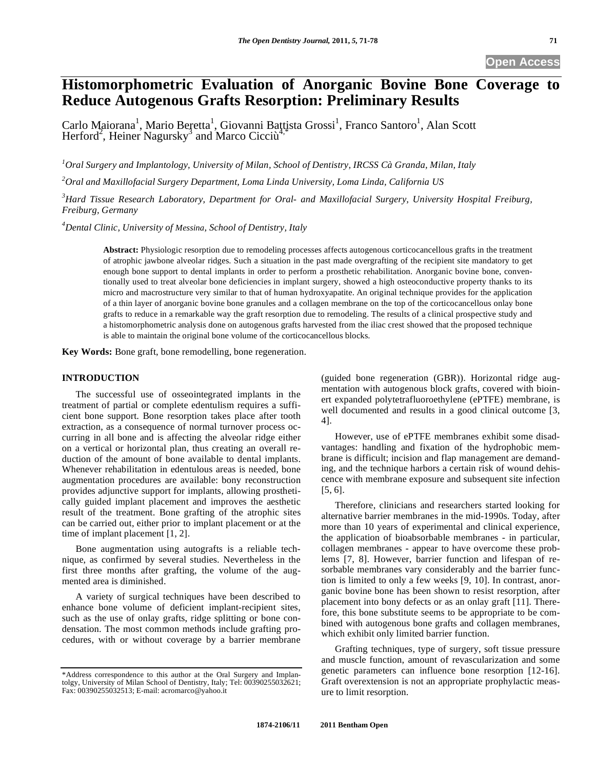# Histomorphometric Evaluation of Anorganic Bovine Bone Coverage to Reduce Autogenous Grafts Resorption: Preliminary Results

Carlo Maiorana[1], Mario Beretta[1], Giovanni Battista Grossi[1], Franco Santoro[1], Alan Scott Herford[2], Heiner Nagursky[3] and Marco Cicciù[4,*]

[1]*Oral Surgery and Implantology, University of Milan, School of Dentistry, IRCSS Cà Granda, Milan, Italy*

[2]*Oral and Maxillofacial Surgery Department, Loma Linda University, Loma Linda, California US*

[3]*Hard Tissue Research Laboratory, Department for Oral- and Maxillofacial Surgery, University Hospital Freiburg, Freiburg, Germany*

[4]*Dental Clinic, University of Messina, School of Dentistry, Italy*

**Abstract:** Physiologic resorption due to remodeling processes affects autogenous corticocancellous grafts in the treatment of atrophic jawbone alveolar ridges. Such a situation in the past made overgrafting of the recipient site mandatory to get enough bone support to dental implants in order to perform a prosthetic rehabilitation. Anorganic bovine bone, conventionally used to treat alveolar bone deficiencies in implant surgery, showed a high osteoconductive property thanks to its micro and macrostructure very similar to that of human hydroxyapatite. An original technique provides for the application of a thin layer of anorganic bovine bone granules and a collagen membrane on the top of the corticocancellous onlay bone grafts to reduce in a remarkable way the graft resorption due to remodeling. The results of a clinical prospective study and a histomorphometric analysis done on autogenous grafts harvested from the iliac crest showed that the proposed technique is able to maintain the original bone volume of the corticocancellous blocks.

**Key Words:** Bone graft, bone remodelling, bone regeneration.

## INTRODUCTION

The successful use of osseointegrated implants in the treatment of partial or complete edentulism requires a sufficient bone support. Bone resorption takes place after tooth extraction, as a consequence of normal turnover process occurring in all bone and is affecting the alveolar ridge either on a vertical or horizontal plan, thus creating an overall reduction of the amount of bone available to dental implants. Whenever rehabilitation in edentulous areas is needed, bone augmentation procedures are available: bony reconstruction provides adjunctive support for implants, allowing prosthetically guided implant placement and improves the aesthetic result of the treatment. Bone grafting of the atrophic sites can be carried out, either prior to implant placement or at the time of implant placement [1, 2].

Bone augmentation using autografts is a reliable technique, as confirmed by several studies. Nevertheless in the first three months after grafting, the volume of the augmented area is diminished.

A variety of surgical techniques have been described to enhance bone volume of deficient implant-recipient sites, such as the use of onlay grafts, ridge splitting or bone condensation. The most common methods include grafting procedures, with or without coverage by a barrier membrane (guided bone regeneration (GBR)). Horizontal ridge augmentation with autogenous block grafts, covered with bioinert expanded polytetrafluoroethylene (ePTFE) membrane, is well documented and results in a good clinical outcome [3, 4].

However, use of ePTFE membranes exhibit some disadvantages: handling and fixation of the hydrophobic membrane is difficult; incision and flap management are demanding, and the technique harbors a certain risk of wound dehiscence with membrane exposure and subsequent site infection [5, 6].

Therefore, clinicians and researchers started looking for alternative barrier membranes in the mid-1990s. Today, after more than 10 years of experimental and clinical experience, the application of bioabsorbable membranes - in particular, collagen membranes - appear to have overcome these problems [7, 8]. However, barrier function and lifespan of resorbable membranes vary considerably and the barrier function is limited to only a few weeks [9, 10]. In contrast, anorganic bovine bone has been shown to resist resorption, after placement into bony defects or as an onlay graft [11]. Therefore, this bone substitute seems to be appropriate to be combined with autogenous bone grafts and collagen membranes, which exhibit only limited barrier function.

Grafting techniques, type of surgery, soft tissue pressure and muscle function, amount of revascularization and some genetic parameters can influence bone resorption [12-16]. Graft overextension is not an appropriate prophylactic measure to limit resorption.

*Address correspondence to this author at the Oral Surgery and Implantolgy, University of Milan School of Dentistry, Italy; Tel: 00390255032621; Fax: 00390255032513; E-mail: acromarco@yahoo.it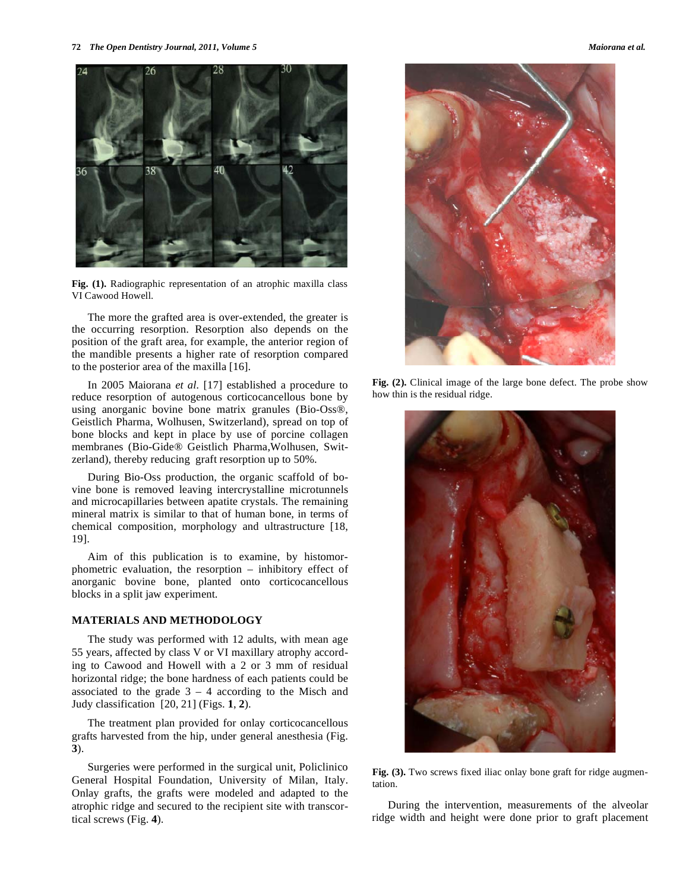Fig. (1). Radiographic representation of an atrophic maxilla class VI Cawood Howell.

The more the grafted area is over-extended, the greater is the occurring resorption. Resorption also depends on the position of the graft area, for example, the anterior region of the mandible presents a higher rate of resorption compared to the posterior area of the maxilla [16].

In 2005 Maiorana *et al.* [17] established a procedure to reduce resorption of autogenous corticocancellous bone by using anorganic bovine bone matrix granules (Bio-Oss®, Geistlich Pharma, Wolhusen, Switzerland), spread on top of bone blocks and kept in place by use of porcine collagen membranes (Bio-Gide® Geistlich Pharma,Wolhusen, Switzerland), thereby reducing graft resorption up to 50%.

During Bio-Oss production, the organic scaffold of bovine bone is removed leaving intercrystalline microtunnels and microcapillaries between apatite crystals. The remaining mineral matrix is similar to that of human bone, in terms of chemical composition, morphology and ultrastructure [18, 19].

Aim of this publication is to examine, by histomorphometric evaluation, the resorption – inhibitory effect of anorganic bovine bone, planted onto corticocancellous blocks in a split jaw experiment.

## MATERIALS AND METHODOLOGY

The study was performed with 12 adults, with mean age 55 years, affected by class V or VI maxillary atrophy according to Cawood and Howell with a 2 or 3 mm of residual horizontal ridge; the bone hardness of each patients could be associated to the grade 3 – 4 according to the Misch and Judy classification [20, 21] (Figs. **1**, **2**).

The treatment plan provided for onlay corticocancellous grafts harvested from the hip, under general anesthesia (Fig. **3**).

Surgeries were performed in the surgical unit, Policlinico General Hospital Foundation, University of Milan, Italy. Onlay grafts, the grafts were modeled and adapted to the atrophic ridge and secured to the recipient site with transcortical screws (Fig. **4**).

Fig. (2). Clinical image of the large bone defect. The probe show how thin is the residual ridge.

Fig. (3). Two screws fixed iliac onlay bone graft for ridge augmentation.

During the intervention, measurements of the alveolar ridge width and height were done prior to graft placement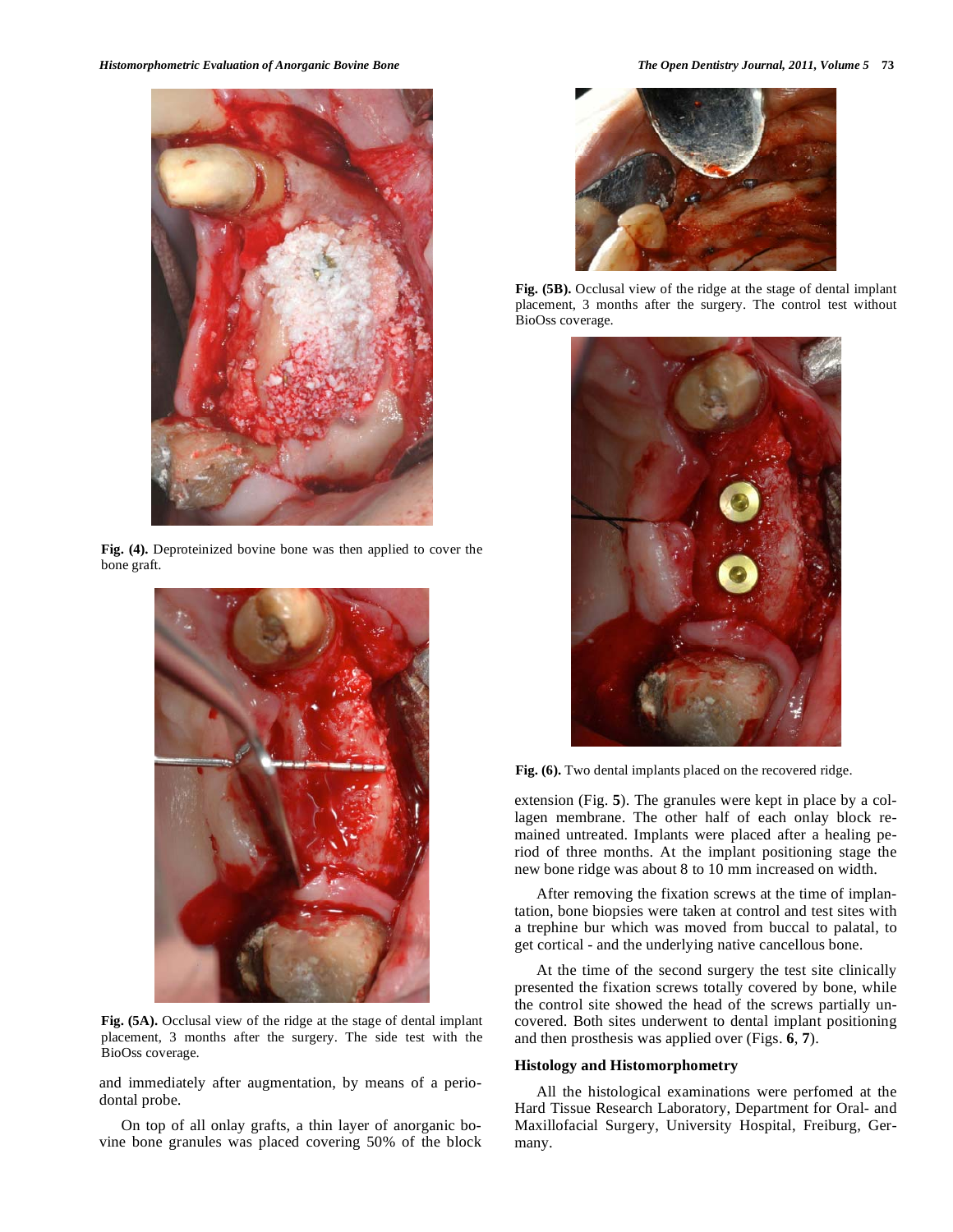Fig. (4). Deproteinized bovine bone was then applied to cover the bone graft.

Fig. (5A). Occlusal view of the ridge at the stage of dental implant placement, 3 months after the surgery. The side test with the BioOss coverage.

and immediately after augmentation, by means of a periodontal probe.

On top of all onlay grafts, a thin layer of anorganic bovine bone granules was placed covering 50% of the block extension (Fig. **5**). The granules were kept in place by a collagen membrane. The other half of each onlay block remained untreated. Implants were placed after a healing period of three months. At the implant positioning stage the new bone ridge was about 8 to 10 mm increased on width.

Fig. (5B). Occlusal view of the ridge at the stage of dental implant placement, 3 months after the surgery. The control test without BioOss coverage.

Fig. (6). Two dental implants placed on the recovered ridge.

After removing the fixation screws at the time of implantation, bone biopsies were taken at control and test sites with a trephine bur which was moved from buccal to palatal, to get cortical - and the underlying native cancellous bone.

At the time of the second surgery the test site clinically presented the fixation screws totally covered by bone, while the control site showed the head of the screws partially uncovered. Both sites underwent to dental implant positioning and then prosthesis was applied over (Figs. **6**, **7**).

### Histology and Histomorphometry

All the histological examinations were perfomed at the Hard Tissue Research Laboratory, Department for Oral- and Maxillofacial Surgery, University Hospital, Freiburg, Germany.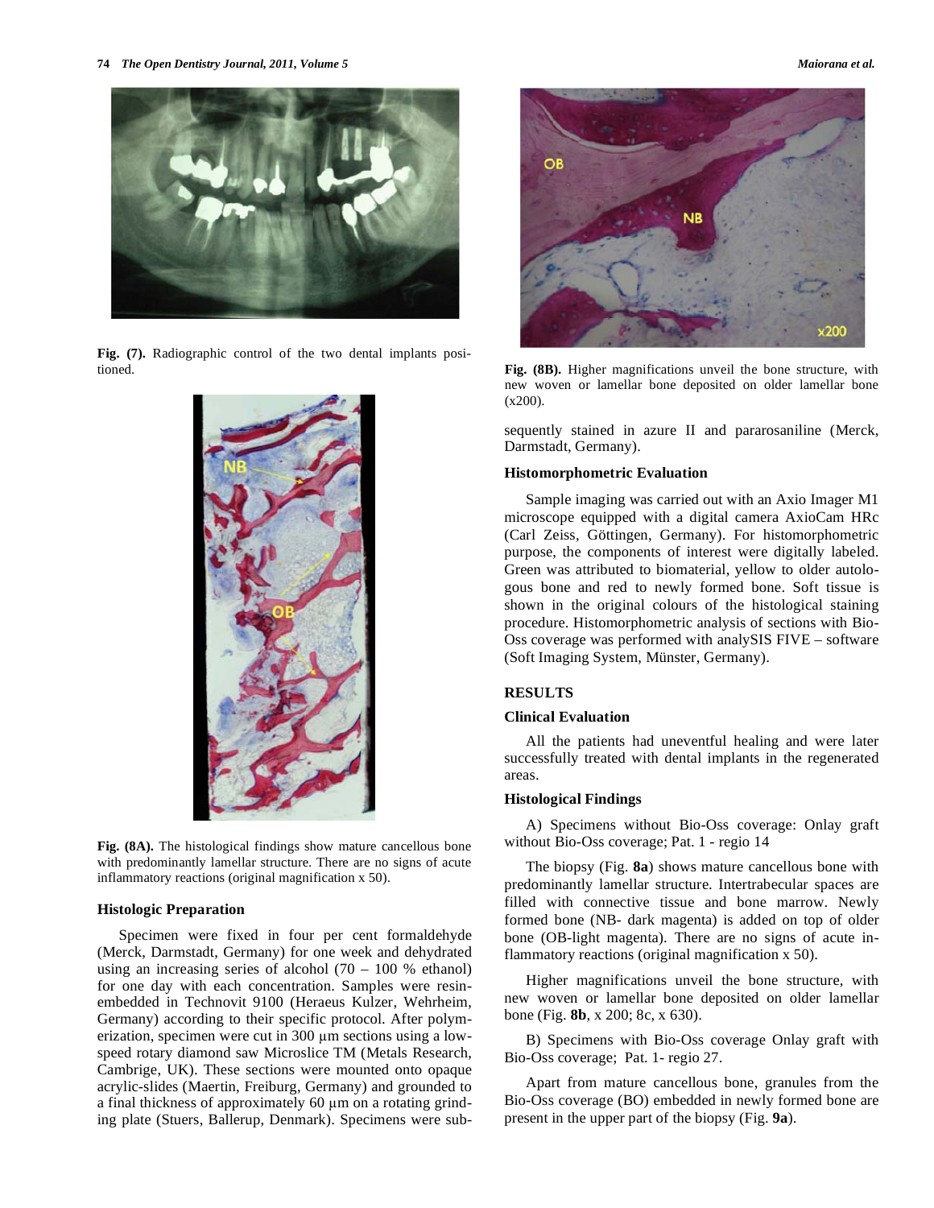Fig. (7). Radiographic control of the two dental implants positioned.

Fig. (8A). The histological findings show mature cancellous bone with predominantly lamellar structure. There are no signs of acute inflammatory reactions (original magnification x 50).

### Histologic Preparation

Specimen were fixed in four per cent formaldehyde (Merck, Darmstadt, Germany) for one week and dehydrated using an increasing series of alcohol (70 – 100 % ethanol) for one day with each concentration. Samples were resin-embedded in Technovit 9100 (Heraeus Kulzer, Wehrheim, Germany) according to their specific protocol. After polymerization, specimen were cut in 300 µm sections using a low-speed rotary diamond saw Microslice TM (Metals Research, Cambrige, UK). These sections were mounted onto opaque acrylic-slides (Maertin, Freiburg, Germany) and grounded to a final thickness of approximately 60 µm on a rotating grinding plate (Stuers, Ballerup, Denmark). Specimens were subsequently stained in azure II and pararosaniline (Merck, Darmstadt, Germany).

Fig. (8B). Higher magnifications unveil the bone structure, with new woven or lamellar bone deposited on older lamellar bone (x200).

### Histomorphometric Evaluation

Sample imaging was carried out with an Axio Imager M1 microscope equipped with a digital camera AxioCam HRc (Carl Zeiss, Göttingen, Germany). For histomorphometric purpose, the components of interest were digitally labeled. Green was attributed to biomaterial, yellow to older autologous bone and red to newly formed bone. Soft tissue is shown in the original colours of the histological staining procedure. Histomorphometric analysis of sections with Bio-Oss coverage was performed with analySIS FIVE – software (Soft Imaging System, Münster, Germany).

## RESULTS

### Clinical Evaluation

All the patients had uneventful healing and were later successfully treated with dental implants in the regenerated areas.

### Histological Findings

A) Specimens without Bio-Oss coverage: Onlay graft without Bio-Oss coverage; Pat. 1 - regio 14

The biopsy (Fig. **8a**) shows mature cancellous bone with predominantly lamellar structure. Intertrabecular spaces are filled with connective tissue and bone marrow. Newly formed bone (NB- dark magenta) is added on top of older bone (OB-light magenta). There are no signs of acute inflammatory reactions (original magnification x 50).

Higher magnifications unveil the bone structure, with new woven or lamellar bone deposited on older lamellar bone (Fig. **8b**, x 200; 8c, x 630).

B) Specimens with Bio-Oss coverage Onlay graft with Bio-Oss coverage; Pat. 1- regio 27.

Apart from mature cancellous bone, granules from the Bio-Oss coverage (BO) embedded in newly formed bone are present in the upper part of the biopsy (Fig. **9a**).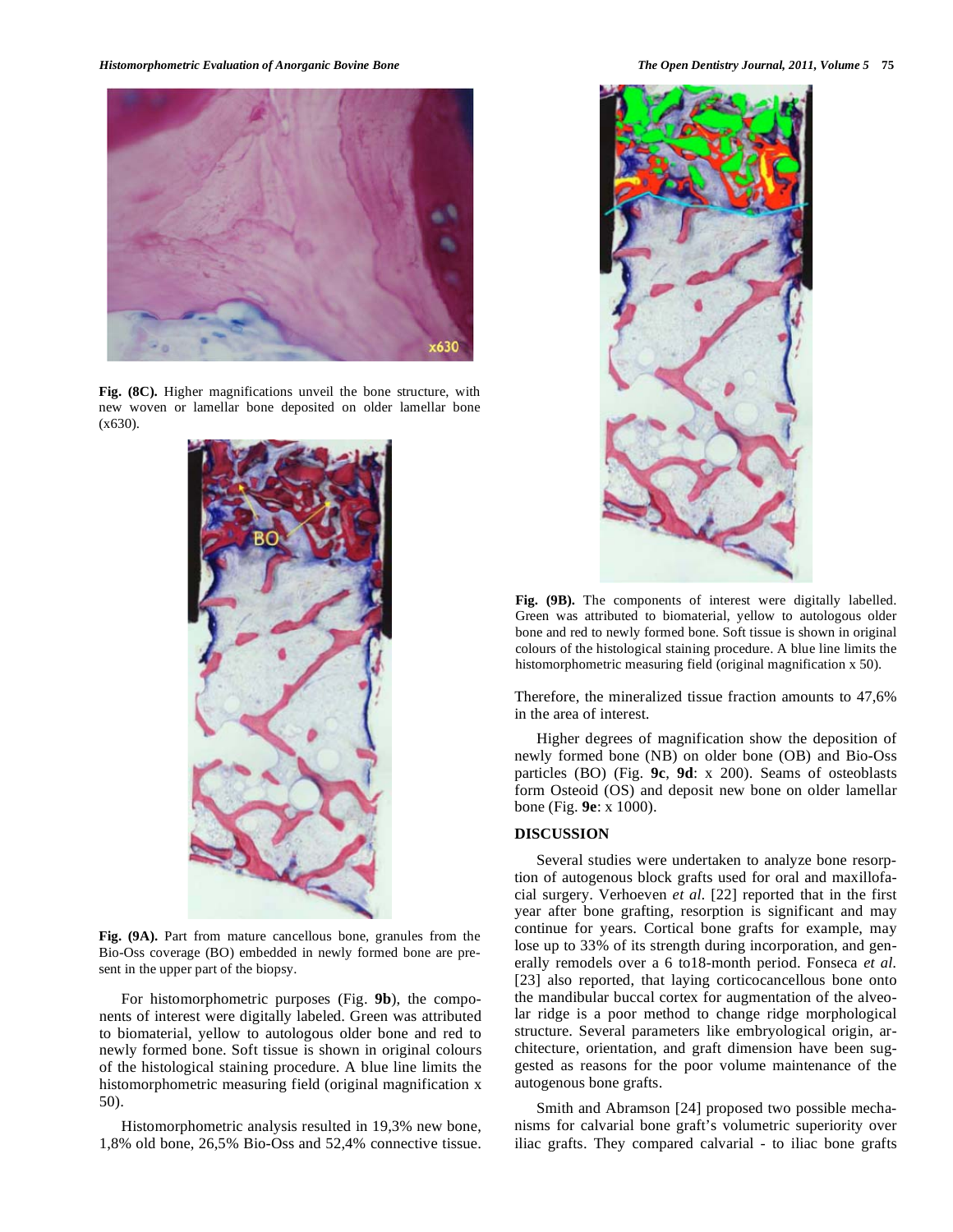**Fig. (8C).** Higher magnifications unveil the bone structure, with new woven or lamellar bone deposited on older lamellar bone (x630).

**Fig. (9A).** Part from mature cancellous bone, granules from the Bio-Oss coverage (BO) embedded in newly formed bone are present in the upper part of the biopsy.

For histomorphometric purposes (Fig. **9b**), the components of interest were digitally labeled. Green was attributed to biomaterial, yellow to autologous older bone and red to newly formed bone. Soft tissue is shown in original colours of the histological staining procedure. A blue line limits the histomorphometric measuring field (original magnification x 50).

Histomorphometric analysis resulted in 19,3% new bone, 1,8% old bone, 26,5% Bio-Oss and 52,4% connective tissue. Therefore, the mineralized tissue fraction amounts to 47,6% in the area of interest.

**Fig. (9B).** The components of interest were digitally labelled. Green was attributed to biomaterial, yellow to autologous older bone and red to newly formed bone. Soft tissue is shown in original colours of the histological staining procedure. A blue line limits the histomorphometric measuring field (original magnification x 50).

Higher degrees of magnification show the deposition of newly formed bone (NB) on older bone (OB) and Bio-Oss particles (BO) (Fig. **9c**, **9d**: x 200). Seams of osteoblasts form Osteoid (OS) and deposit new bone on older lamellar bone (Fig. **9e**: x 1000).

## DISCUSSION

Several studies were undertaken to analyze bone resorption of autogenous block grafts used for oral and maxillofacial surgery. Verhoeven *et al.* [22] reported that in the first year after bone grafting, resorption is significant and may continue for years. Cortical bone grafts for example, may lose up to 33% of its strength during incorporation, and generally remodels over a 6 to18-month period. Fonseca *et al.* [23] also reported, that laying corticocancellous bone onto the mandibular buccal cortex for augmentation of the alveolar ridge is a poor method to change ridge morphological structure. Several parameters like embryological origin, architecture, orientation, and graft dimension have been suggested as reasons for the poor volume maintenance of the autogenous bone grafts.

Smith and Abramson [24] proposed two possible mechanisms for calvarial bone graft's volumetric superiority over iliac grafts. They compared calvarial - to iliac bone grafts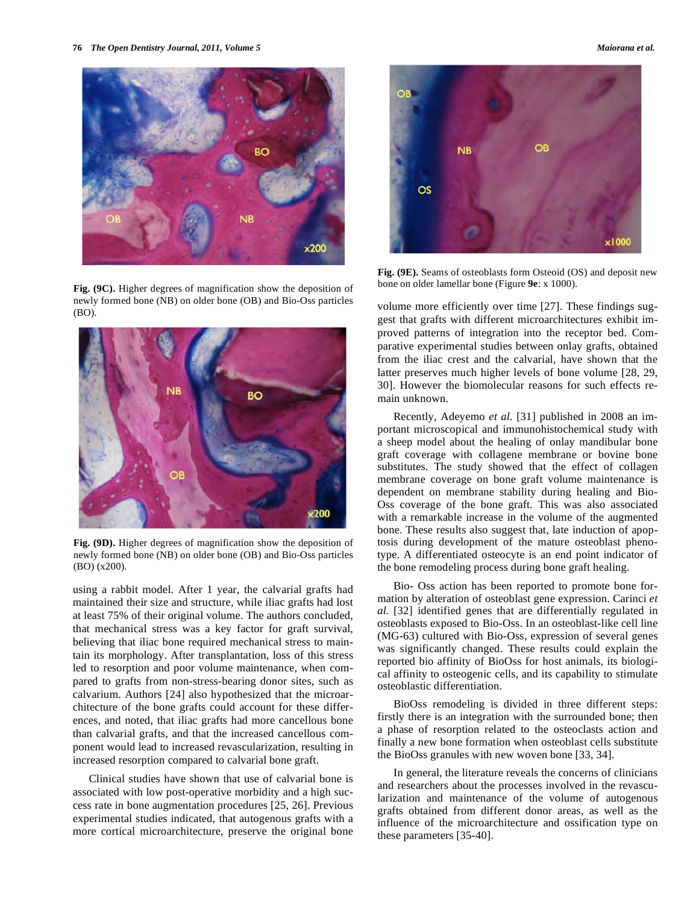Fig. (9C). Higher degrees of magnification show the deposition of newly formed bone (NB) on older bone (OB) and Bio-Oss particles (BO).

Fig. (9D). Higher degrees of magnification show the deposition of newly formed bone (NB) on older bone (OB) and Bio-Oss particles (BO) (x200).

using a rabbit model. After 1 year, the calvarial grafts had maintained their size and structure, while iliac grafts had lost at least 75% of their original volume. The authors concluded, that mechanical stress was a key factor for graft survival, believing that iliac bone required mechanical stress to maintain its morphology. After transplantation, loss of this stress led to resorption and poor volume maintenance, when compared to grafts from non-stress-bearing donor sites, such as calvarium. Authors [24] also hypothesized that the microarchitecture of the bone grafts could account for these differences, and noted, that iliac grafts had more cancellous bone than calvarial grafts, and that the increased cancellous component would lead to increased revascularization, resulting in increased resorption compared to calvarial bone graft.

Clinical studies have shown that use of calvarial bone is associated with low post-operative morbidity and a high success rate in bone augmentation procedures [25, 26]. Previous experimental studies indicated, that autogenous grafts with a more cortical microarchitecture, preserve the original bone volume more efficiently over time [27]. These findings suggest that grafts with different microarchitectures exhibit improved patterns of integration into the receptor bed. Comparative experimental studies between onlay grafts, obtained from the iliac crest and the calvarial, have shown that the latter preserves much higher levels of bone volume [28, 29, 30]. However the biomolecular reasons for such effects remain unknown.

Fig. (9E). Seams of osteoblasts form Osteoid (OS) and deposit new bone on older lamellar bone (Figure **9e**: x 1000).

Recently, Adeyemo *et al.* [31] published in 2008 an important microscopical and immunohistochemical study with a sheep model about the healing of onlay mandibular bone graft coverage with collagene membrane or bovine bone substitutes. The study showed that the effect of collagen membrane coverage on bone graft volume maintenance is dependent on membrane stability during healing and Bio-Oss coverage of the bone graft. This was also associated with a remarkable increase in the volume of the augmented bone. These results also suggest that, late induction of apoptosis during development of the mature osteoblast phenotype. A differentiated osteocyte is an end point indicator of the bone remodeling process during bone graft healing.

Bio- Oss action has been reported to promote bone formation by alteration of osteoblast gene expression. Carinci *et al.* [32] identified genes that are differentially regulated in osteoblasts exposed to Bio-Oss. In an osteoblast-like cell line (MG-63) cultured with Bio-Oss, expression of several genes was significantly changed. These results could explain the reported bio affinity of BioOss for host animals, its biological affinity to osteogenic cells, and its capability to stimulate osteoblastic differentiation.

BioOss remodeling is divided in three different steps: firstly there is an integration with the surrounded bone; then a phase of resorption related to the osteoclasts action and finally a new bone formation when osteoblast cells substitute the BioOss granules with new woven bone [33, 34].

In general, the literature reveals the concerns of clinicians and researchers about the processes involved in the revascularization and maintenance of the volume of autogenous grafts obtained from different donor areas, as well as the influence of the microarchitecture and ossification type on these parameters [35-40].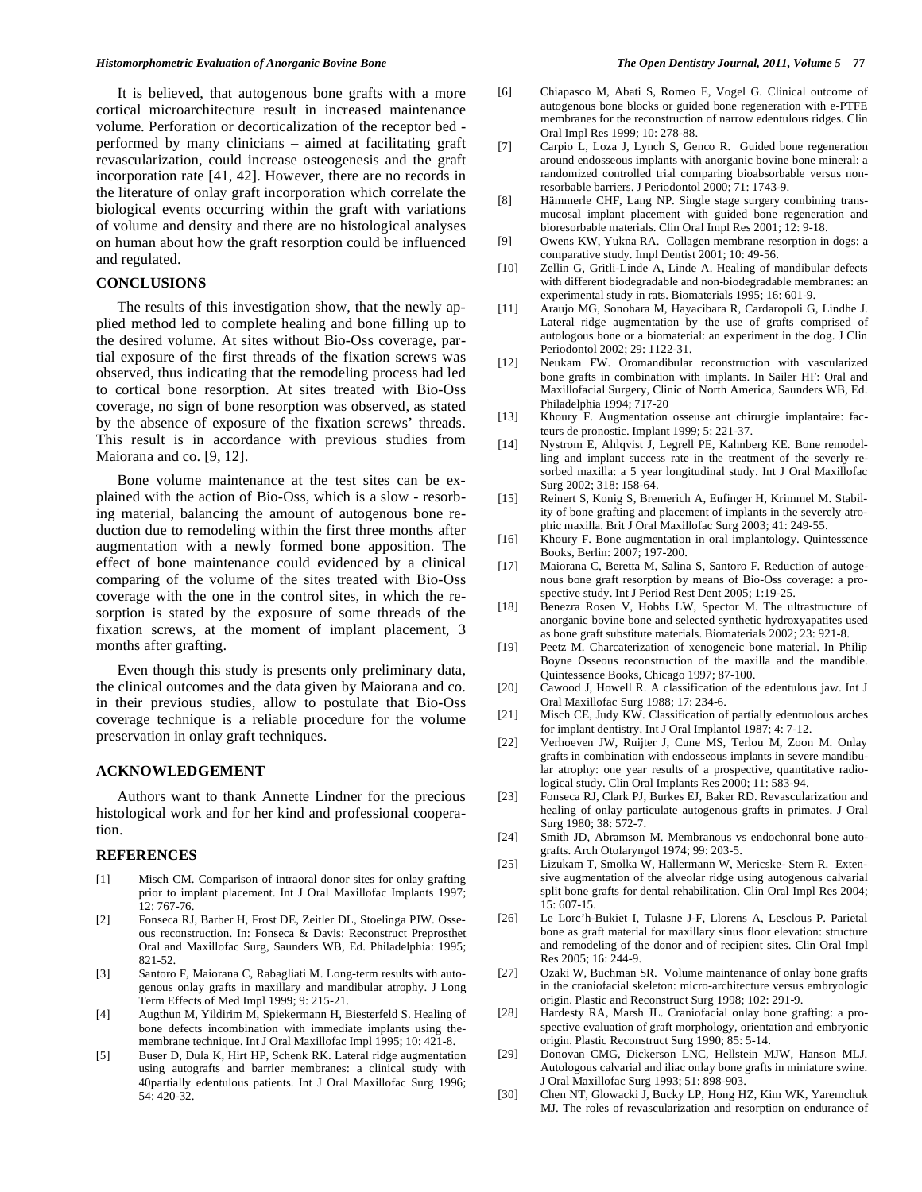It is believed, that autogenous bone grafts with a more cortical microarchitecture result in increased maintenance volume. Perforation or decorticalization of the receptor bed - performed by many clinicians – aimed at facilitating graft revascularization, could increase osteogenesis and the graft incorporation rate [41, 42]. However, there are no records in the literature of onlay graft incorporation which correlate the biological events occurring within the graft with variations of volume and density and there are no histological analyses on human about how the graft resorption could be influenced and regulated.

## CONCLUSIONS

The results of this investigation show, that the newly applied method led to complete healing and bone filling up to the desired volume. At sites without Bio-Oss coverage, partial exposure of the first threads of the fixation screws was observed, thus indicating that the remodeling process had led to cortical bone resorption. At sites treated with Bio-Oss coverage, no sign of bone resorption was observed, as stated by the absence of exposure of the fixation screws' threads. This result is in accordance with previous studies from Maiorana and co. [9, 12].

Bone volume maintenance at the test sites can be explained with the action of Bio-Oss, which is a slow - resorbing material, balancing the amount of autogenous bone reduction due to remodeling within the first three months after augmentation with a newly formed bone apposition. The effect of bone maintenance could evidenced by a clinical comparing of the volume of the sites treated with Bio-Oss coverage with the one in the control sites, in which the resorption is stated by the exposure of some threads of the fixation screws, at the moment of implant placement, 3 months after grafting.

Even though this study is presents only preliminary data, the clinical outcomes and the data given by Maiorana and co. in their previous studies, allow to postulate that Bio-Oss coverage technique is a reliable procedure for the volume preservation in onlay graft techniques.

## ACKNOWLEDGEMENT

Authors want to thank Annette Lindner for the precious histological work and for her kind and professional cooperation.

## REFERENCES

[1] Misch CM. Comparison of intraoral donor sites for onlay grafting prior to implant placement. Int J Oral Maxillofac Implants 1997; 12: 767-76.

[2] Fonseca RJ, Barber H, Frost DE, Zeitler DL, Stoelinga PJW. Osseous reconstruction. In: Fonseca & Davis: Reconstruct Preprosthet Oral and Maxillofac Surg, Saunders WB, Ed. Philadelphia: 1995; 821-52.

[3] Santoro F, Maiorana C, Rabagliati M. Long-term results with autogenous onlay grafts in maxillary and mandibular atrophy. J Long Term Effects of Med Impl 1999; 9: 215-21.

[4] Augthun M, Yildirim M, Spiekermann H, Biesterfeld S. Healing of bone defects incombination with immediate implants using themembrane technique. Int J Oral Maxillofac Impl 1995; 10: 421-8.

[5] Buser D, Dula K, Hirt HP, Schenk RK. Lateral ridge augmentation using autografts and barrier membranes: a clinical study with 40partially edentulous patients. Int J Oral Maxillofac Surg 1996; 54: 420-32.

[6] Chiapasco M, Abati S, Romeo E, Vogel G. Clinical outcome of autogenous bone blocks or guided bone regeneration with e-PTFE membranes for the reconstruction of narrow edentulous ridges. Clin Oral Impl Res 1999; 10: 278-88.

[7] Carpio L, Loza J, Lynch S, Genco R. Guided bone regeneration around endosseous implants with anorganic bovine bone mineral: a randomized controlled trial comparing bioabsorbable versus non-resorbable barriers. J Periodontol 2000; 71: 1743-9.

[8] Hämmerle CHF, Lang NP. Single stage surgery combining trans-mucosal implant placement with guided bone regeneration and bioresorbable materials. Clin Oral Impl Res 2001; 12: 9-18.

[9] Owens KW, Yukna RA. Collagen membrane resorption in dogs: a comparative study. Impl Dentist 2001; 10: 49-56.

[10] Zellin G, Gritli-Linde A, Linde A. Healing of mandibular defects with different biodegradable and non-biodegradable membranes: an experimental study in rats. Biomaterials 1995; 16: 601-9.

[11] Araujo MG, Sonohara M, Hayacibara R, Cardaropoli G, Lindhe J. Lateral ridge augmentation by the use of grafts comprised of autologous bone or a biomaterial: an experiment in the dog. J Clin Periodontol 2002; 29: 1122-31.

[12] Neukam FW. Oromandibular reconstruction with vascularized bone grafts in combination with implants. In Sailer HF: Oral and Maxillofacial Surgery, Clinic of North America, Saunders WB, Ed. Philadelphia 1994; 717-20

[13] Khoury F. Augmentation osseuse ant chirurgie implantaire: facteurs de pronostic. Implant 1999; 5: 221-37.

[14] Nystrom E, Ahlqvist J, Legrell PE, Kahnberg KE. Bone remodelling and implant success rate in the treatment of the severly resorbed maxilla: a 5 year longitudinal study. Int J Oral Maxillofac Surg 2002; 318: 158-64.

[15] Reinert S, Konig S, Bremerich A, Eufinger H, Krimmel M. Stability of bone grafting and placement of implants in the severely atrophic maxilla. Brit J Oral Maxillofac Surg 2003; 41: 249-55.

[16] Khoury F. Bone augmentation in oral implantology. Quintessence Books, Berlin: 2007; 197-200.

[17] Maiorana C, Beretta M, Salina S, Santoro F. Reduction of autogenous bone graft resorption by means of Bio-Oss coverage: a prospective study. Int J Period Rest Dent 2005; 1:19-25.

[18] Benezra Rosen V, Hobbs LW, Spector M. The ultrastructure of anorganic bovine bone and selected synthetic hydroxyapatites used as bone graft substitute materials. Biomaterials 2002; 23: 921-8.

[19] Peetz M. Charcaterization of xenogeneic bone material. In Philip Boyne Osseous reconstruction of the maxilla and the mandible. Quintessence Books, Chicago 1997; 87-100.

[20] Cawood J, Howell R. A classification of the edentulous jaw. Int J Oral Maxillofac Surg 1988; 17: 234-6.

[21] Misch CE, Judy KW. Classification of partially edentuolous arches for implant dentistry. Int J Oral Implantol 1987; 4: 7-12.

[22] Verhoeven JW, Ruijter J, Cune MS, Terlou M, Zoon M. Onlay grafts in combination with endosseous implants in severe mandibular atrophy: one year results of a prospective, quantitative radiological study. Clin Oral Implants Res 2000; 11: 583-94.

[23] Fonseca RJ, Clark PJ, Burkes EJ, Baker RD. Revascularization and healing of onlay particulate autogenous grafts in primates. J Oral Surg 1980; 38: 572-7.

[24] Smith JD, Abramson M. Membranous vs endochonral bone autografts. Arch Otolaryngol 1974; 99: 203-5.

[25] Lizukam T, Smolka W, Hallermann W, Mericske- Stern R. Extensive augmentation of the alveolar ridge using autogenous calvarial split bone grafts for dental rehabilitation. Clin Oral Impl Res 2004; 15: 607-15.

[26] Le Lorc'h-Bukiet I, Tulasne J-F, Llorens A, Lesclous P. Parietal bone as graft material for maxillary sinus floor elevation: structure and remodeling of the donor and of recipient sites. Clin Oral Impl Res 2005; 16: 244-9.

[27] Ozaki W, Buchman SR. Volume maintenance of onlay bone grafts in the craniofacial skeleton: micro-architecture versus embryologic origin. Plastic and Reconstruct Surg 1998; 102: 291-9.

[28] Hardesty RA, Marsh JL. Craniofacial onlay bone grafting: a prospective evaluation of graft morphology, orientation and embryonic origin. Plastic Reconstruct Surg 1990; 85: 5-14.

[29] Donovan CMG, Dickerson LNC, Hellstein MJW, Hanson MLJ. Autologous calvarial and iliac onlay bone grafts in miniature swine. J Oral Maxillofac Surg 1993; 51: 898-903.

[30] Chen NT, Glowacki J, Bucky LP, Hong HZ, Kim WK, Yaremchuk MJ. The roles of revascularization and resorption on endurance of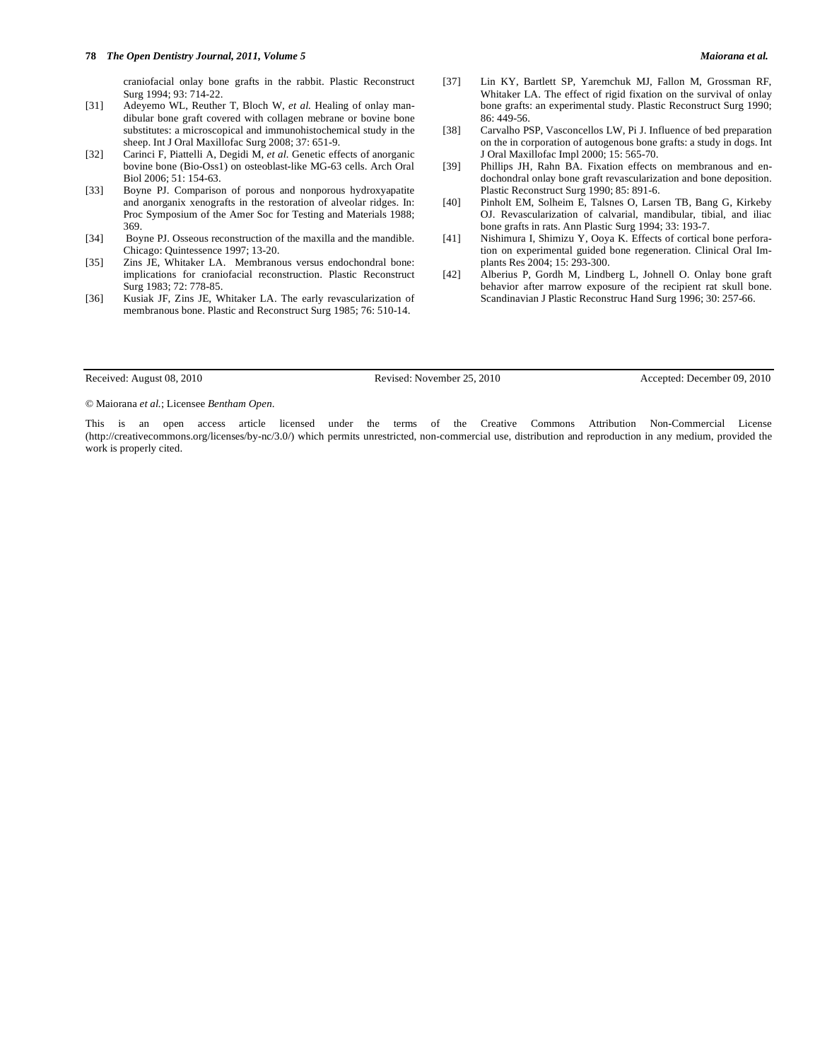craniofacial onlay bone grafts in the rabbit. Plastic Reconstruct Surg 1994; 93: 714-22.

[31] Adeyemo WL, Reuther T, Bloch W, *et al.* Healing of onlay mandibular bone graft covered with collagen mebrane or bovine bone substitutes: a microscopical and immunohistochemical study in the sheep. Int J Oral Maxillofac Surg 2008; 37: 651-9.

[32] Carinci F, Piattelli A, Degidi M, *et al.* Genetic effects of anorganic bovine bone (Bio-Oss1) on osteoblast-like MG-63 cells. Arch Oral Biol 2006; 51: 154-63.

[33] Boyne PJ. Comparison of porous and nonporous hydroxyapatite and anorganix xenografts in the restoration of alveolar ridges. In: Proc Symposium of the Amer Soc for Testing and Materials 1988; 369.

[34] Boyne PJ. Osseous reconstruction of the maxilla and the mandible. Chicago: Quintessence 1997; 13-20.

[35] Zins JE, Whitaker LA. Membranous versus endochondral bone: implications for craniofacial reconstruction. Plastic Reconstruct Surg 1983; 72: 778-85.

[36] Kusiak JF, Zins JE, Whitaker LA. The early revascularization of membranous bone. Plastic and Reconstruct Surg 1985; 76: 510-14.

[37] Lin KY, Bartlett SP, Yaremchuk MJ, Fallon M, Grossman RF, Whitaker LA. The effect of rigid fixation on the survival of onlay bone grafts: an experimental study. Plastic Reconstruct Surg 1990; 86: 449-56.

[38] Carvalho PSP, Vasconcellos LW, Pi J. Influence of bed preparation on the in corporation of autogenous bone grafts: a study in dogs. Int J Oral Maxillofac Impl 2000; 15: 565-70.

[39] Phillips JH, Rahn BA. Fixation effects on membranous and endochondral onlay bone graft revascularization and bone deposition. Plastic Reconstruct Surg 1990; 85: 891-6.

[40] Pinholt EM, Solheim E, Talsnes O, Larsen TB, Bang G, Kirkeby OJ. Revascularization of calvarial, mandibular, tibial, and iliac bone grafts in rats. Ann Plastic Surg 1994; 33: 193-7.

[41] Nishimura I, Shimizu Y, Ooya K. Effects of cortical bone perforation on experimental guided bone regeneration. Clinical Oral Implants Res 2004; 15: 293-300.

[42] Alberius P, Gordh M, Lindberg L, Johnell O. Onlay bone graft behavior after marrow exposure of the recipient rat skull bone. Scandinavian J Plastic Reconstruc Hand Surg 1996; 30: 257-66.

Received: August 08, 2010 Revised: November 25, 2010 Accepted: December 09, 2010

© Maiorana *et al.*; Licensee *Bentham Open*.

This is an open access article licensed under the terms of the Creative Commons Attribution Non-Commercial License (http://creativecommons.org/licenses/by-nc/3.0/) which permits unrestricted, non-commercial use, distribution and reproduction in any medium, provided the work is properly cited.